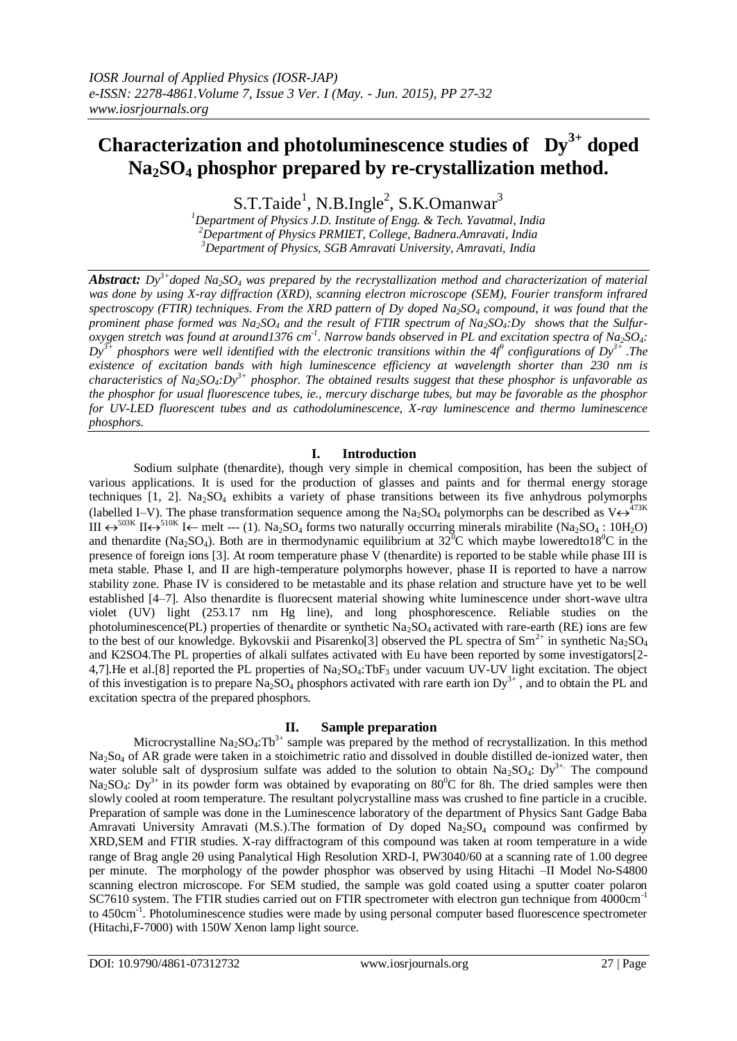# Characterization and photoluminescence studies of $Dy^{3+}$ doped $Na_2SO_4$ phosphor prepared by re-crystallization method.

S.T.Taide[1], N.B.Ingle[2], S.K.Omanwar[3]

[1]Department of Physics J.D. Institute of Engg. & Tech. Yavatmal, India
[2]Department of Physics PRMIET, College, Badnera.Amravati, India
[3]Department of Physics, SGB Amravati University, Amravati, India

***Abstract:*** *$Dy^{3+}$doped $Na_2SO_4$ was prepared by the recrystallization method and characterization of material was done by using X-ray diffraction (XRD), scanning electron microscope (SEM), Fourier transform infrared spectroscopy (FTIR) techniques. From the XRD pattern of Dy doped $Na_2SO_4$ compound, it was found that the prominent phase formed was $Na_2SO_4$ and the result of FTIR spectrum of $Na_2SO_4$:Dy shows that the Sulfur-oxygen stretch was found at around1376 $cm^{-1}$. Narrow bands observed in PL and excitation spectra of $Na_2SO_4$: $Dy^{3+}$ phosphors were well identified with the electronic transitions within the $4f^9$ configurations of $Dy^{3+}$ .The existence of excitation bands with high luminescence efficiency at wavelength shorter than 230 nm is characteristics of $Na_2SO_4$:$Dy^{3+}$ phosphor. The obtained results suggest that these phosphor is unfavorable as the phosphor for usual fluorescence tubes, ie., mercury discharge tubes, but may be favorable as the phosphor for UV-LED fluorescent tubes and as cathodoluminescence, X-ray luminescence and thermo luminescence phosphors.*

## I. Introduction

Sodium sulphate (thenardite), though very simple in chemical composition, has been the subject of various applications. It is used for the production of glasses and paints and for thermal energy storage techniques [1, 2]. $Na_2SO_4$ exhibits a variety of phase transitions between its five anhydrous polymorphs (labelled I–V). The phase transformation sequence among the $Na_2SO_4$ polymorphs can be described as $V\leftrightarrow^{473K}$ $III \leftrightarrow^{503K} II\leftrightarrow^{510K} I\leftarrow$ melt --- (1). $Na_2SO_4$ forms two naturally occurring minerals mirabilite ($Na_2SO_4$ : $10H_2O$) and thenardite ($Na_2SO_4$). Both are in thermodynamic equilibrium at $32^0$C which maybe loweredto$18^0$C in the presence of foreign ions [3]. At room temperature phase V (thenardite) is reported to be stable while phase III is meta stable. Phase I, and II are high-temperature polymorphs however, phase II is reported to have a narrow stability zone. Phase IV is considered to be metastable and its phase relation and structure have yet to be well established [4–7]. Also thenardite is fluorecsent material showing white luminescence under short-wave ultra violet (UV) light (253.17 nm Hg line), and long phosphorescence. Reliable studies on the photoluminescence(PL) properties of thenardite or synthetic $Na_2SO_4$ activated with rare-earth (RE) ions are few to the best of our knowledge. Bykovskii and Pisarenko[3] observed the PL spectra of $Sm^{2+}$ in synthetic $Na_2SO_4$ and K2SO4.The PL properties of alkali sulfates activated with Eu have been reported by some investigators[2-4,7].He et al.[8] reported the PL properties of $Na_2SO_4$:$TbF_3$ under vacuum UV-UV light excitation. The object of this investigation is to prepare $Na_2SO_4$ phosphors activated with rare earth ion $Dy^{3+}$ , and to obtain the PL and excitation spectra of the prepared phosphors.

## II. Sample preparation

Microcrystalline $Na_2SO_4$:$Tb^{3+}$ sample was prepared by the method of recrystallization. In this method $Na_2So_4$ of AR grade were taken in a stoichimetric ratio and dissolved in double distilled de-ionized water, then water soluble salt of dysprosium sulfate was added to the solution to obtain $Na_2SO_4$: $Dy^{3+}$. The compound $Na_2SO_4$: $Dy^{3+}$ in its powder form was obtained by evaporating on $80^0$C for 8h. The dried samples were then slowly cooled at room temperature. The resultant polycrystalline mass was crushed to fine particle in a crucible. Preparation of sample was done in the Luminescence laboratory of the department of Physics Sant Gadge Baba Amravati University Amravati (M.S.).The formation of Dy doped $Na_2SO_4$ compound was confirmed by XRD,SEM and FTIR studies. X-ray diffractogram of this compound was taken at room temperature in a wide range of Brag angle 2θ using Panalytical High Resolution XRD-I, PW3040/60 at a scanning rate of 1.00 degree per minute. The morphology of the powder phosphor was observed by using Hitachi –II Model No-S4800 scanning electron microscope. For SEM studied, the sample was gold coated using a sputter coater polaron SC7610 system. The FTIR studies carried out on FTIR spectrometer with electron gun technique from 4000$cm^{-1}$ to 450$cm^{-1}$. Photoluminescence studies were made by using personal computer based fluorescence spectrometer (Hitachi,F-7000) with 150W Xenon lamp light source.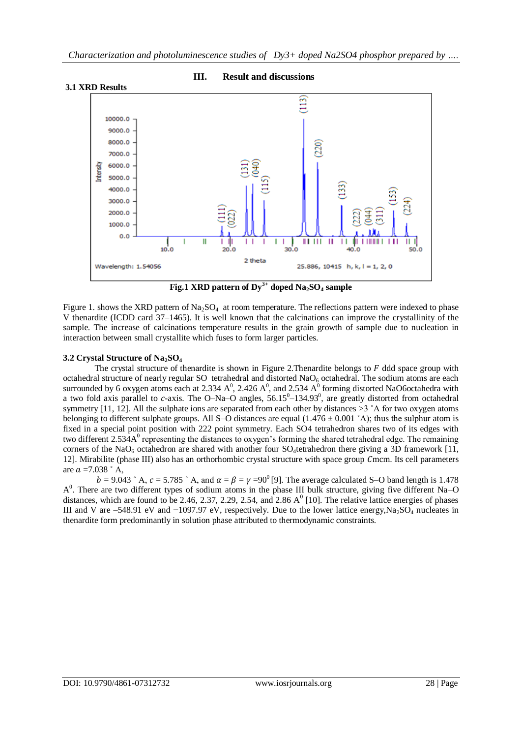## III. Result and discussions

### 3.1 XRD Results

Fig.1 XRD pattern of $Dy^{3+}$ doped $Na_2SO_4$ sample

Figure 1. shows the XRD pattern of $Na_2SO_4$ at room temperature. The reflections pattern were indexed to phase V thenardite (ICDD card 37–1465). It is well known that the calcinations can improve the crystallinity of the sample. The increase of calcinations temperature results in the grain growth of sample due to nucleation in interaction between small crystallite which fuses to form larger particles.

### 3.2 Crystal Structure of $Na_2SO_4$

The crystal structure of thenardite is shown in Figure 2.Thenardite belongs to $F$ ddd space group with octahedral structure of nearly regular SO tetrahedral and distorted $NaO_6$ octahedral. The sodium atoms are each surrounded by 6 oxygen atoms each at 2.334 $A^0$, 2.426 $A^0$, and 2.534 $A^0$ forming distorted NaO6octahedra with a two fold axis parallel to $c$-axis. The O–Na–O angles, $56.15^0$–$134.93^0$, are greatly distorted from octahedral symmetry [11, 12]. All the sulphate ions are separated from each other by distances >3 ˚A for two oxygen atoms belonging to different sulphate groups. All S–O distances are equal (1.476 ± 0.001 ˚A); thus the sulphur atom is fixed in a special point position with 222 point symmetry. Each SO4 tetrahedron shares two of its edges with two different 2.534$A^0$ representing the distances to oxygen's forming the shared tetrahedral edge. The remaining corners of the $NaO_6$ octahedron are shared with another four $SO_4$tetrahedron there giving a 3D framework [11, 12]. Mirabilite (phase III) also has an orthorhombic crystal structure with space group $Cmcm$. Its cell parameters are $a$ =7.038 ˚ A,

$b$ = 9.043 ˚ A, $c$ = 5.785 ˚ A, and $\alpha = \beta = \gamma = 90^0$ [9]. The average calculated S–O band length is 1.478 $A^0$. There are two different types of sodium atoms in the phase III bulk structure, giving five different Na–O distances, which are found to be 2.46, 2.37, 2.29, 2.54, and 2.86 $A^0$ [10]. The relative lattice energies of phases III and V are –548.91 eV and −1097.97 eV, respectively. Due to the lower lattice energy,$Na_2SO_4$ nucleates in thenardite form predominantly in solution phase attributed to thermodynamic constraints.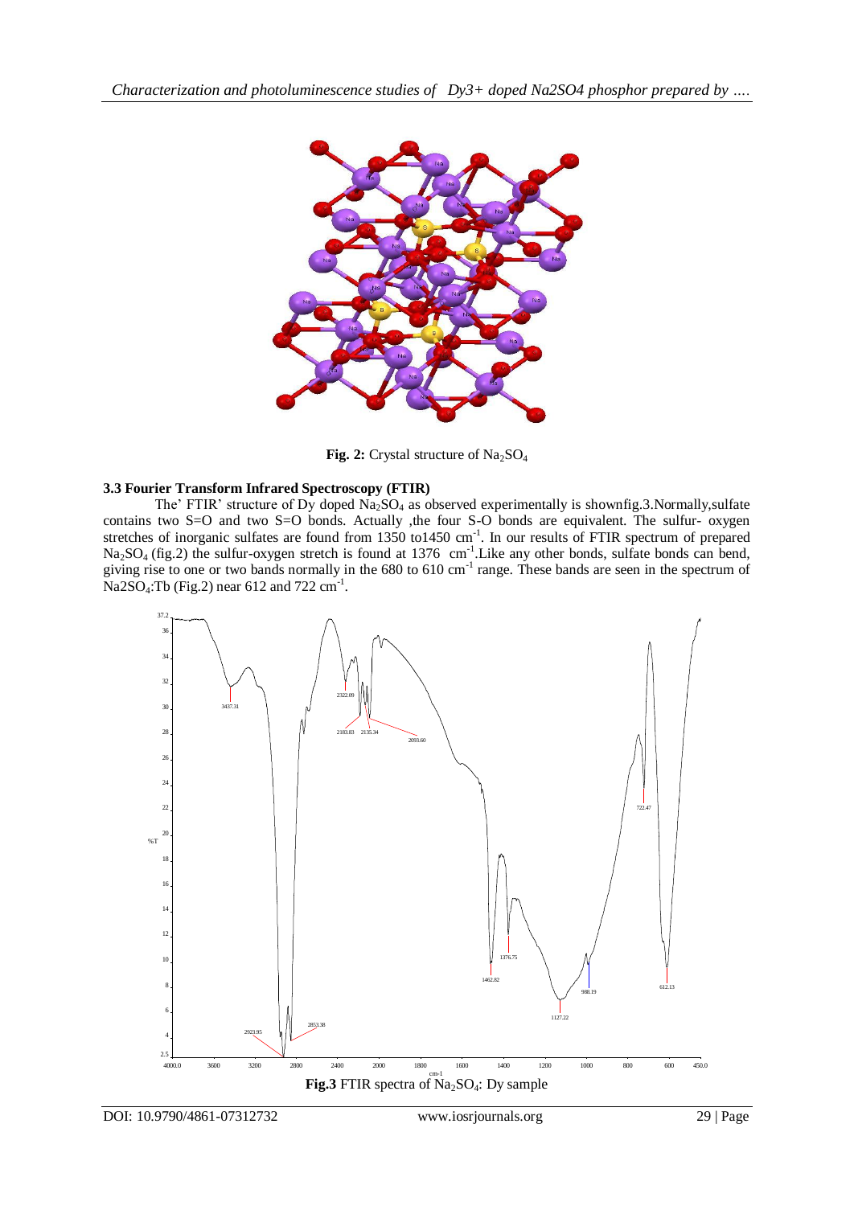**Fig. 2:** Crystal structure of $Na_2SO_4$

### 3.3 Fourier Transform Infrared Spectroscopy (FTIR)

The' FTIR' structure of Dy doped $Na_2SO_4$ as observed experimentally is shownfig.3.Normally,sulfate contains two S=O and two S=O bonds. Actually ,the four S-O bonds are equivalent. The sulfur- oxygen stretches of inorganic sulfates are found from 1350 to1450 $cm^{-1}$. In our results of FTIR spectrum of prepared $Na_2SO_4$ (fig.2) the sulfur-oxygen stretch is found at 1376 $cm^{-1}$.Like any other bonds, sulfate bonds can bend, giving rise to one or two bands normally in the 680 to 610 $cm^{-1}$ range. These bands are seen in the spectrum of $Na2SO_4$:Tb (Fig.2) near 612 and 722 $cm^{-1}$.

**Fig.3** FTIR spectra of $Na_2SO_4$: Dy sample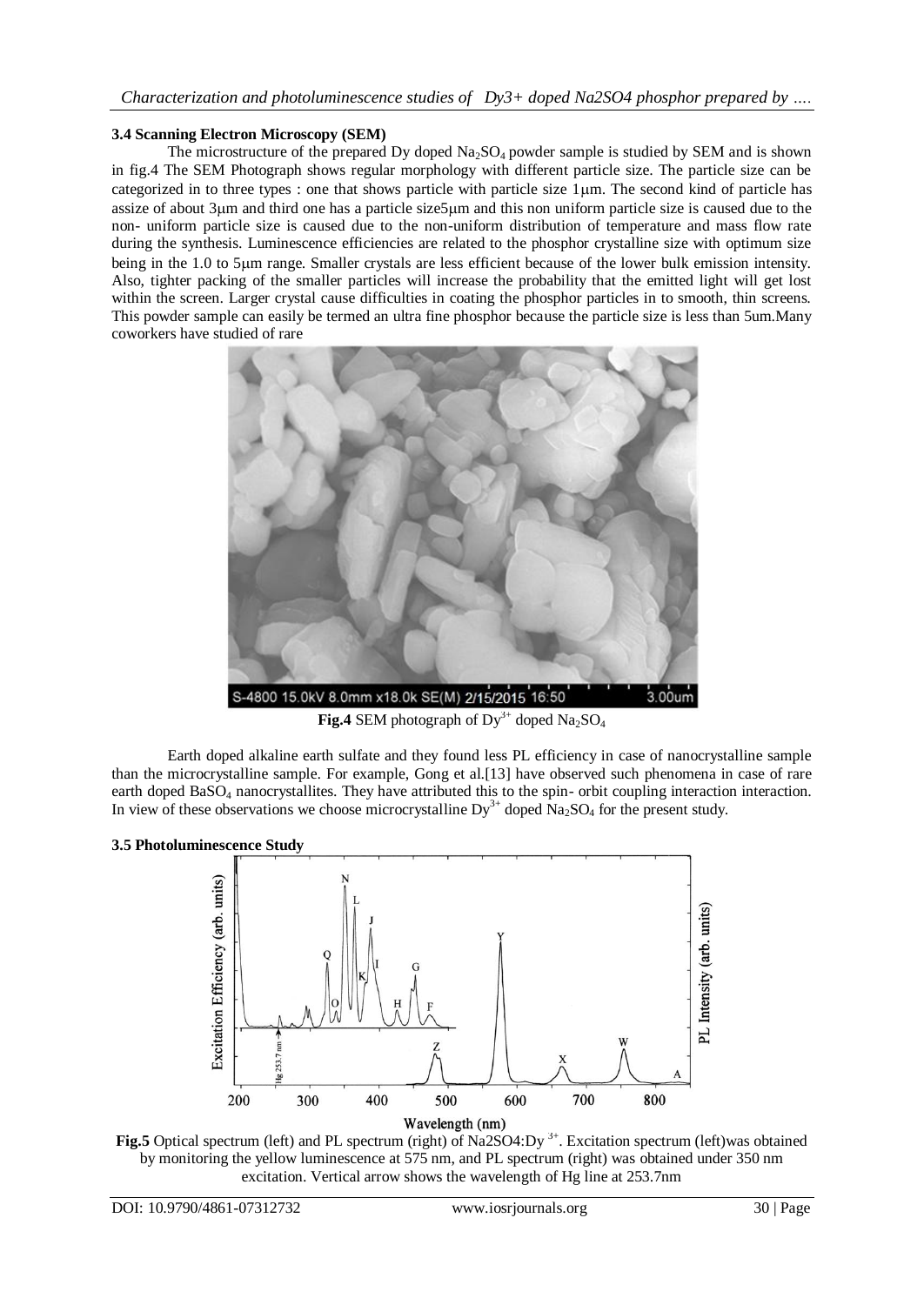### 3.4 Scanning Electron Microscopy (SEM)

The microstructure of the prepared Dy doped $Na_2SO_4$ powder sample is studied by SEM and is shown in fig.4 The SEM Photograph shows regular morphology with different particle size. The particle size can be categorized in to three types : one that shows particle with particle size 1μm. The second kind of particle has assize of about 3μm and third one has a particle size5μm and this non uniform particle size is caused due to the non- uniform particle size is caused due to the non-uniform distribution of temperature and mass flow rate during the synthesis. Luminescence efficiencies are related to the phosphor crystalline size with optimum size being in the 1.0 to 5μm range. Smaller crystals are less efficient because of the lower bulk emission intensity. Also, tighter packing of the smaller particles will increase the probability that the emitted light will get lost within the screen. Larger crystal cause difficulties in coating the phosphor particles in to smooth, thin screens. This powder sample can easily be termed an ultra fine phosphor because the particle size is less than 5um.Many coworkers have studied of rare

**Fig.4** SEM photograph of $Dy^{3+}$ doped $Na_2SO_4$

Earth doped alkaline earth sulfate and they found less PL efficiency in case of nanocrystalline sample than the microcrystalline sample. For example, Gong et al.[13] have observed such phenomena in case of rare earth doped $BaSO_4$ nanocrystallites. They have attributed this to the spin- orbit coupling interaction interaction. In view of these observations we choose microcrystalline $Dy^{3+}$ doped $Na_2SO_4$ for the present study.

### 3.5 Photoluminescence Study

**Fig.5** Optical spectrum (left) and PL spectrum (right) of Na2SO4:Dy $^{3+}$. Excitation spectrum (left)was obtained by monitoring the yellow luminescence at 575 nm, and PL spectrum (right) was obtained under 350 nm excitation. Vertical arrow shows the wavelength of Hg line at 253.7nm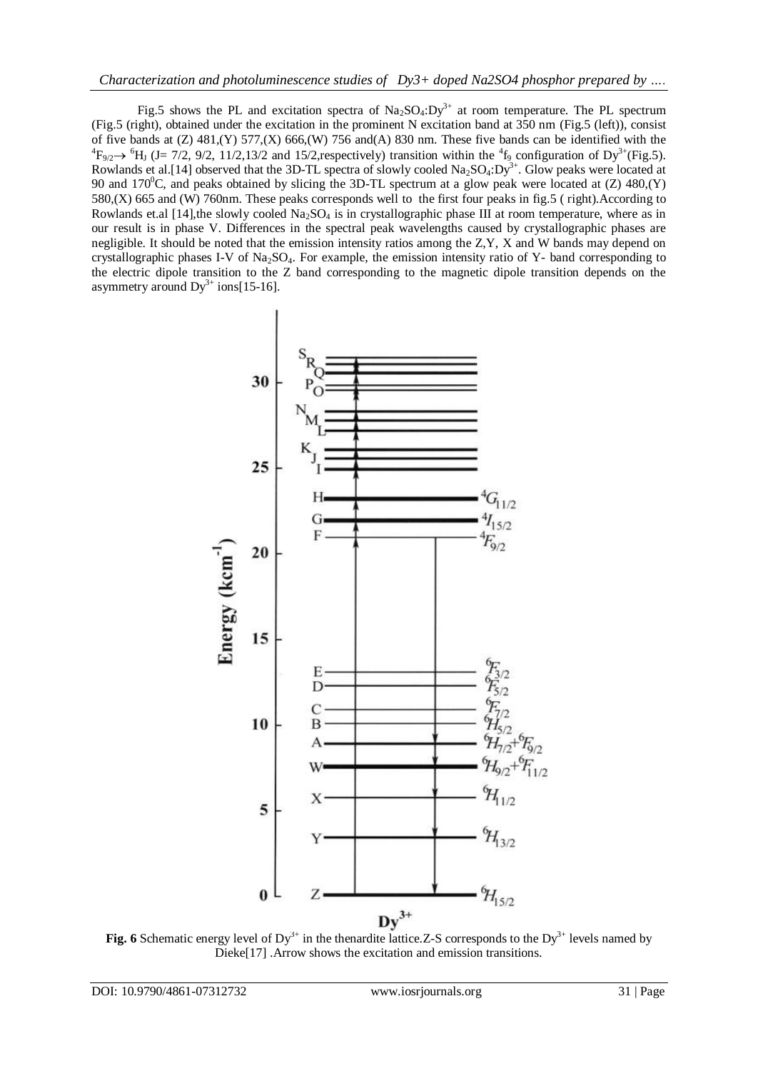Fig.5 shows the PL and excitation spectra of $Na_2SO_4$:$Dy^{3+}$ at room temperature. The PL spectrum (Fig.5 (right), obtained under the excitation in the prominent N excitation band at 350 nm (Fig.5 (left)), consist of five bands at (Z) 481,(Y) 577,(X) 666,(W) 756 and(A) 830 nm. These five bands can be identified with the $^4F_{9/2} \rightarrow {}^6H_J$ (J= 7/2, 9/2, 11/2,13/2 and 15/2,respectively) transition within the $^4f_9$ configuration of $Dy^{3+}$(Fig.5). Rowlands et al.[14] observed that the 3D-TL spectra of slowly cooled $Na_2SO_4$:$Dy^{3+}$. Glow peaks were located at 90 and 170$^0$C, and peaks obtained by slicing the 3D-TL spectrum at a glow peak were located at (Z) 480,(Y) 580,(X) 665 and (W) 760nm. These peaks corresponds well to the first four peaks in fig.5 ( right).According to Rowlands et.al [14],the slowly cooled $Na_2SO_4$ is in crystallographic phase III at room temperature, where as in our result is in phase V. Differences in the spectral peak wavelengths caused by crystallographic phases are negligible. It should be noted that the emission intensity ratios among the Z,Y, X and W bands may depend on crystallographic phases I-V of $Na_2SO_4$. For example, the emission intensity ratio of Y- band corresponding to the electric dipole transition to the Z band corresponding to the magnetic dipole transition depends on the asymmetry around $Dy^{3+}$ ions[15-16].

**Fig. 6** Schematic energy level of $Dy^{3+}$ in the thenardite lattice.Z-S corresponds to the $Dy^{3+}$ levels named by Dieke[17] .Arrow shows the excitation and emission transitions.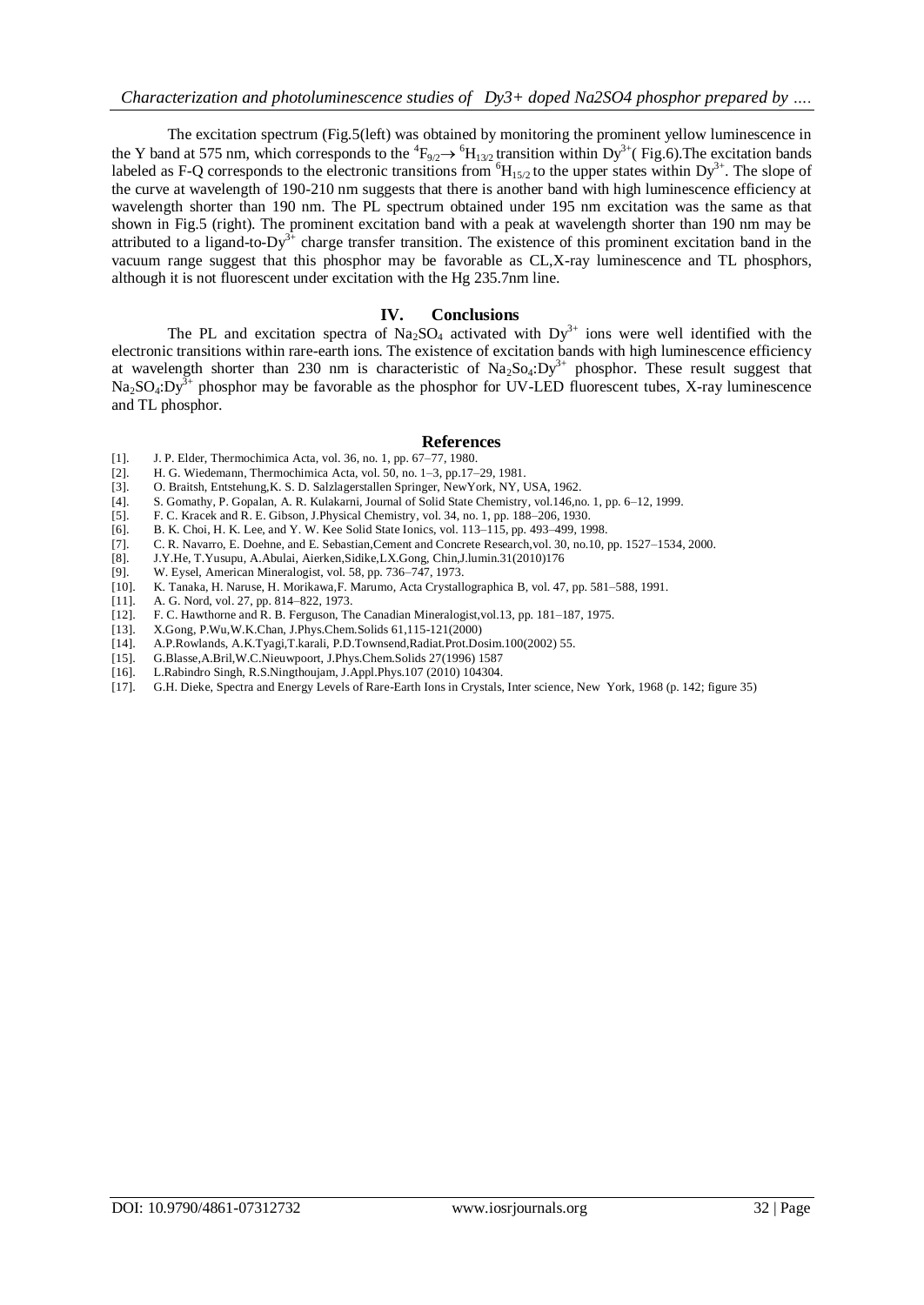The excitation spectrum (Fig.5(left) was obtained by monitoring the prominent yellow luminescence in the Y band at 575 nm, which corresponds to the $^4F_{9/2} \rightarrow {}^6H_{13/2}$ transition within $Dy^{3+}$( Fig.6).The excitation bands labeled as F-Q corresponds to the electronic transitions from $^6H_{15/2}$ to the upper states within $Dy^{3+}$. The slope of the curve at wavelength of 190-210 nm suggests that there is another band with high luminescence efficiency at wavelength shorter than 190 nm. The PL spectrum obtained under 195 nm excitation was the same as that shown in Fig.5 (right). The prominent excitation band with a peak at wavelength shorter than 190 nm may be attributed to a ligand-to-$Dy^{3+}$ charge transfer transition. The existence of this prominent excitation band in the vacuum range suggest that this phosphor may be favorable as CL,X-ray luminescence and TL phosphors, although it is not fluorescent under excitation with the Hg 235.7nm line.

## IV. Conclusions

The PL and excitation spectra of $Na_2SO_4$ activated with $Dy^{3+}$ ions were well identified with the electronic transitions within rare-earth ions. The existence of excitation bands with high luminescence efficiency at wavelength shorter than 230 nm is characteristic of $Na_2So_4$:$Dy^{3+}$ phosphor. These result suggest that $Na_2SO_4$:$Dy^{3+}$ phosphor may be favorable as the phosphor for UV-LED fluorescent tubes, X-ray luminescence and TL phosphor.

## References

[1]. J. P. Elder, Thermochimica Acta, vol. 36, no. 1, pp. 67–77, 1980.
[2]. H. G. Wiedemann, Thermochimica Acta, vol. 50, no. 1–3, pp.17–29, 1981.
[3]. O. Braitsh, Entstehung,K. S. D. Salzlagerstallen Springer, NewYork, NY, USA, 1962.
[4]. S. Gomathy, P. Gopalan, A. R. Kulakarni, Journal of Solid State Chemistry, vol.146,no. 1, pp. 6–12, 1999.
[5]. F. C. Kracek and R. E. Gibson, J.Physical Chemistry, vol. 34, no. 1, pp. 188–206, 1930.
[6]. B. K. Choi, H. K. Lee, and Y. W. Kee Solid State Ionics, vol. 113–115, pp. 493–499, 1998.
[7]. C. R. Navarro, E. Doehne, and E. Sebastian,Cement and Concrete Research,vol. 30, no.10, pp. 1527–1534, 2000.
[8]. J.Y.He, T.Yusupu, A.Abulai, Aierken,Sidike,L.X.Gong, Chin,J.lumin.31(2010)176
[9]. W. Eysel, American Mineralogist, vol. 58, pp. 736–747, 1973.
[10]. K. Tanaka, H. Naruse, H. Morikawa,F. Marumo, Acta Crystallographica B, vol. 47, pp. 581–588, 1991.
[11]. A. G. Nord, vol. 27, pp. 814–822, 1973.
[12]. F. C. Hawthorne and R. B. Ferguson, The Canadian Mineralogist,vol.13, pp. 181–187, 1975.
[13]. X.Gong, P.Wu,W.K.Chan, J.Phys.Chem.Solids 61,115-121(2000)
[14]. A.P.Rowlands, A.K.Tyagi,T.karali, P.D.Townsend,Radiat.Prot.Dosim.100(2002) 55.
[15]. G.Blasse,A.Bril,W.C.Nieuwpoort, J.Phys.Chem.Solids 27(1996) 1587
[16]. L.Rabindro Singh, R.S.Ningthoujam, J.Appl.Phys.107 (2010) 104304.
[17]. G.H. Dieke, Spectra and Energy Levels of Rare-Earth Ions in Crystals, Inter science, New York, 1968 (p. 142; figure 35)